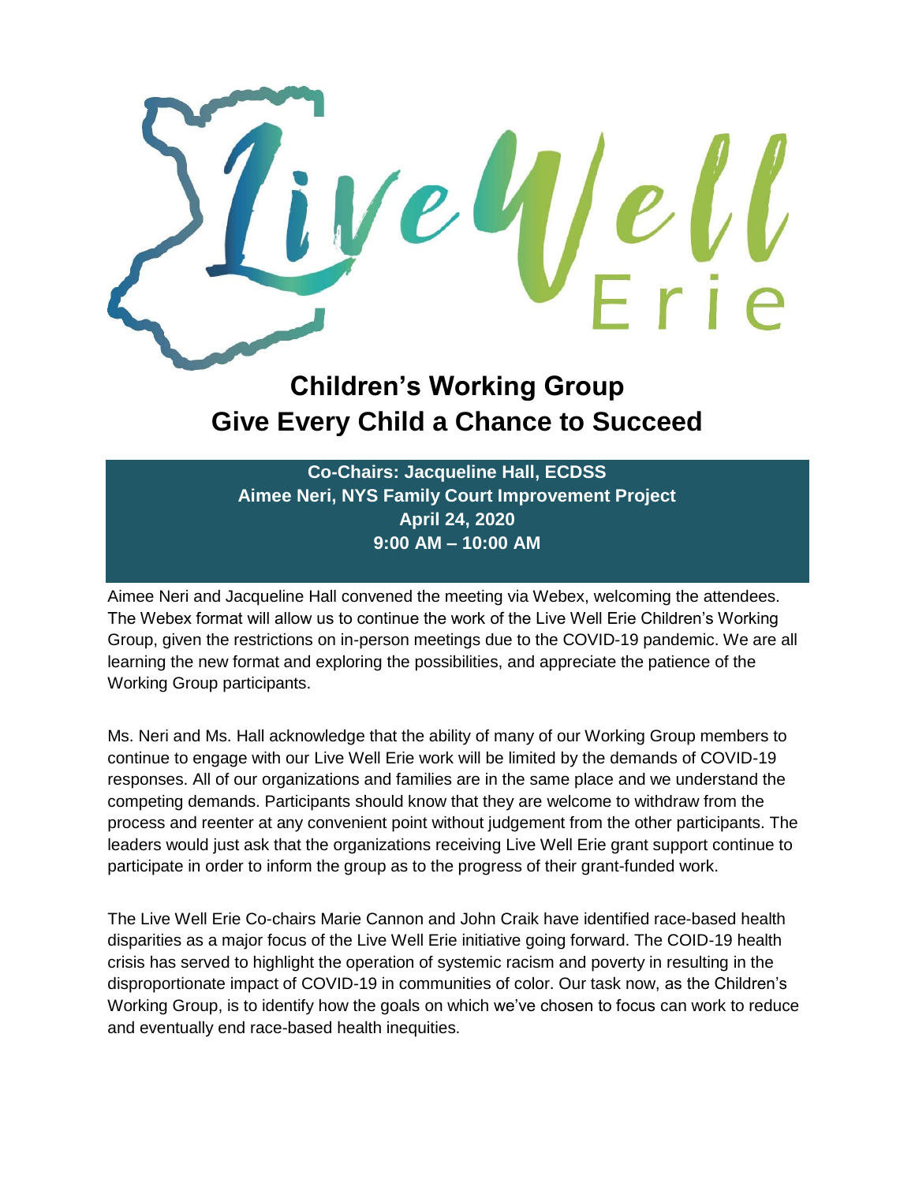# Live Well Erie

## Children's Working Group
## Give Every Child a Chance to Succeed

**Co-Chairs: Jacqueline Hall, ECDSS**
**Aimee Neri, NYS Family Court Improvement Project**
**April 24, 2020**
**9:00 AM – 10:00 AM**

Aimee Neri and Jacqueline Hall convened the meeting via Webex, welcoming the attendees. The Webex format will allow us to continue the work of the Live Well Erie Children's Working Group, given the restrictions on in-person meetings due to the COVID-19 pandemic. We are all learning the new format and exploring the possibilities, and appreciate the patience of the Working Group participants.

Ms. Neri and Ms. Hall acknowledge that the ability of many of our Working Group members to continue to engage with our Live Well Erie work will be limited by the demands of COVID-19 responses. All of our organizations and families are in the same place and we understand the competing demands. Participants should know that they are welcome to withdraw from the process and reenter at any convenient point without judgement from the other participants. The leaders would just ask that the organizations receiving Live Well Erie grant support continue to participate in order to inform the group as to the progress of their grant-funded work.

The Live Well Erie Co-chairs Marie Cannon and John Craik have identified race-based health disparities as a major focus of the Live Well Erie initiative going forward. The COID-19 health crisis has served to highlight the operation of systemic racism and poverty in resulting in the disproportionate impact of COVID-19 in communities of color. Our task now, as the Children's Working Group, is to identify how the goals on which we've chosen to focus can work to reduce and eventually end race-based health inequities.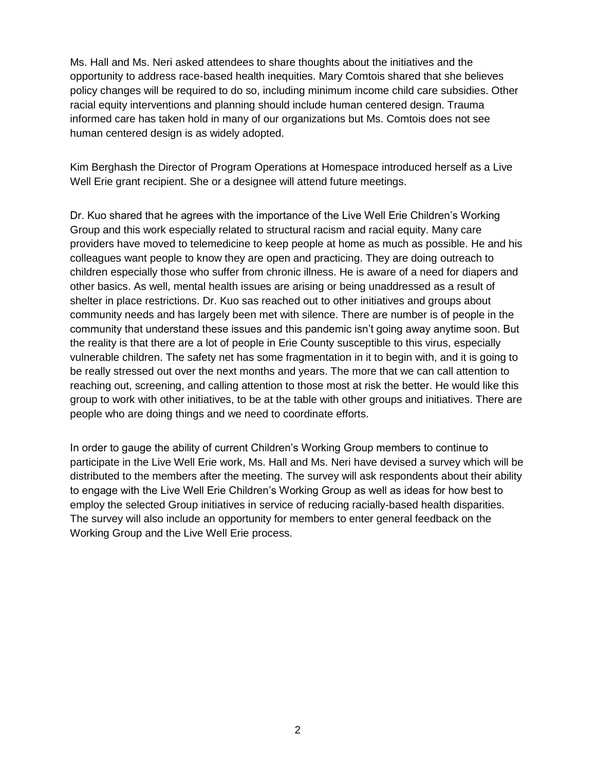Ms. Hall and Ms. Neri asked attendees to share thoughts about the initiatives and the opportunity to address race-based health inequities. Mary Comtois shared that she believes policy changes will be required to do so, including minimum income child care subsidies. Other racial equity interventions and planning should include human centered design. Trauma informed care has taken hold in many of our organizations but Ms. Comtois does not see human centered design is as widely adopted.

Kim Berghash the Director of Program Operations at Homespace introduced herself as a Live Well Erie grant recipient. She or a designee will attend future meetings.

Dr. Kuo shared that he agrees with the importance of the Live Well Erie Children's Working Group and this work especially related to structural racism and racial equity. Many care providers have moved to telemedicine to keep people at home as much as possible. He and his colleagues want people to know they are open and practicing. They are doing outreach to children especially those who suffer from chronic illness. He is aware of a need for diapers and other basics. As well, mental health issues are arising or being unaddressed as a result of shelter in place restrictions. Dr. Kuo sas reached out to other initiatives and groups about community needs and has largely been met with silence. There are number is of people in the community that understand these issues and this pandemic isn't going away anytime soon. But the reality is that there are a lot of people in Erie County susceptible to this virus, especially vulnerable children. The safety net has some fragmentation in it to begin with, and it is going to be really stressed out over the next months and years. The more that we can call attention to reaching out, screening, and calling attention to those most at risk the better. He would like this group to work with other initiatives, to be at the table with other groups and initiatives. There are people who are doing things and we need to coordinate efforts.

In order to gauge the ability of current Children's Working Group members to continue to participate in the Live Well Erie work, Ms. Hall and Ms. Neri have devised a survey which will be distributed to the members after the meeting. The survey will ask respondents about their ability to engage with the Live Well Erie Children's Working Group as well as ideas for how best to employ the selected Group initiatives in service of reducing racially-based health disparities. The survey will also include an opportunity for members to enter general feedback on the Working Group and the Live Well Erie process.